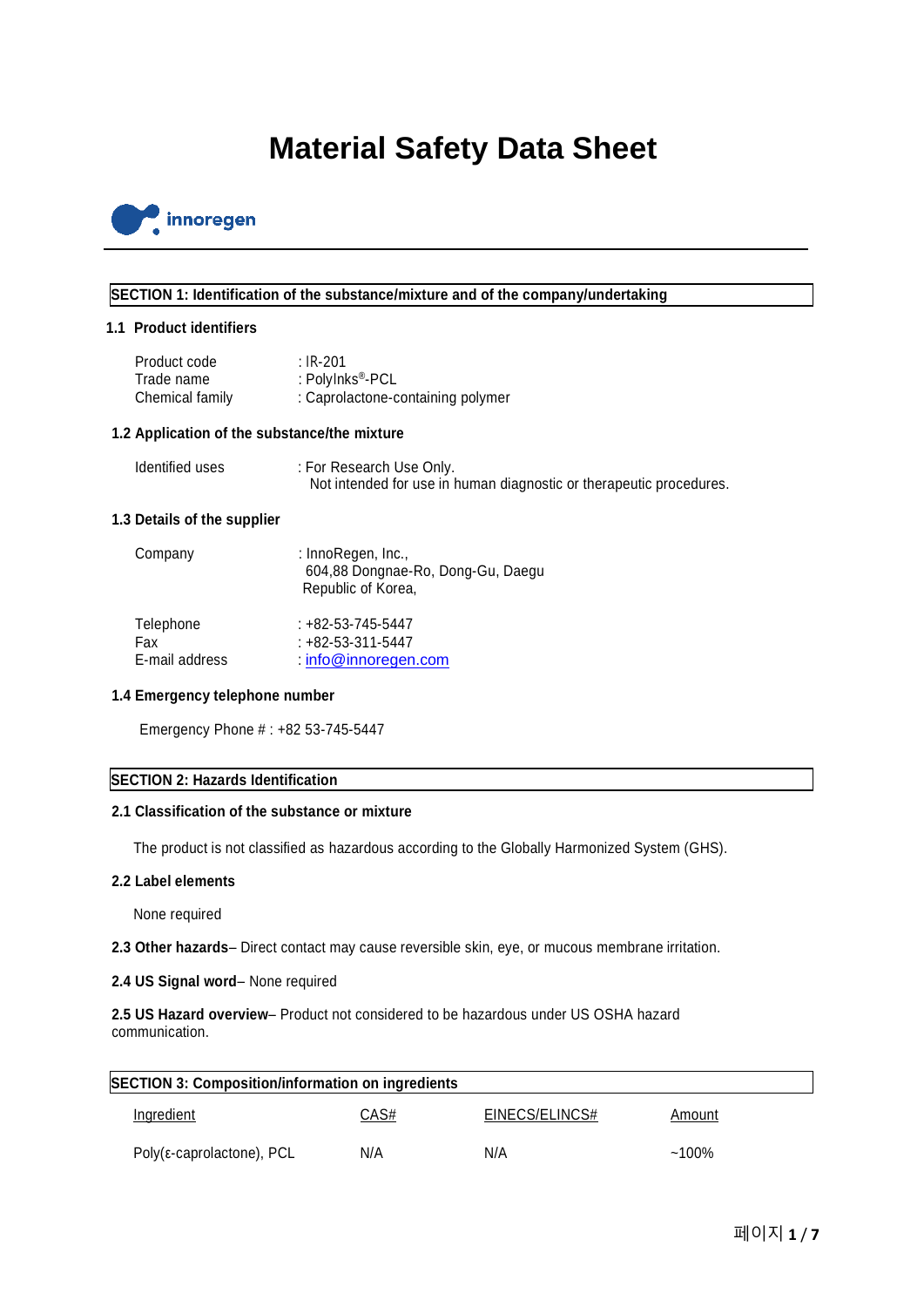# Material Safety Data Sheet

innoregen

## SECTION 1: Identification of the substance/mixture and of the company/undertaking

### 1.1 Product identifiers

Product code : IR-201
Trade name : PolyInks®-PCL
Chemical family : Caprolactone-containing polymer

### 1.2 Application of the substance/the mixture

Identified uses : For Research Use Only.
Not intended for use in human diagnostic or therapeutic procedures.

### 1.3 Details of the supplier

Company : InnoRegen, Inc.,
604,88 Dongnae-Ro, Dong-Gu, Daegu
Republic of Korea,

Telephone : +82-53-745-5447
Fax : +82-53-311-5447
E-mail address : info@innoregen.com

### 1.4 Emergency telephone number

Emergency Phone # : +82 53-745-5447

## SECTION 2: Hazards Identification

### 2.1 Classification of the substance or mixture

The product is not classified as hazardous according to the Globally Harmonized System (GHS).

### 2.2 Label elements

None required

**2.3 Other hazards**– Direct contact may cause reversible skin, eye, or mucous membrane irritation.

**2.4 US Signal word**– None required

**2.5 US Hazard overview**– Product not considered to be hazardous under US OSHA hazard communication.

## SECTION 3: Composition/information on ingredients

| Ingredient | CAS# | EINECS/ELINCS# | Amount |
|---|---|---|---|
| Poly(ε-caprolactone), PCL | N/A | N/A | ~100% |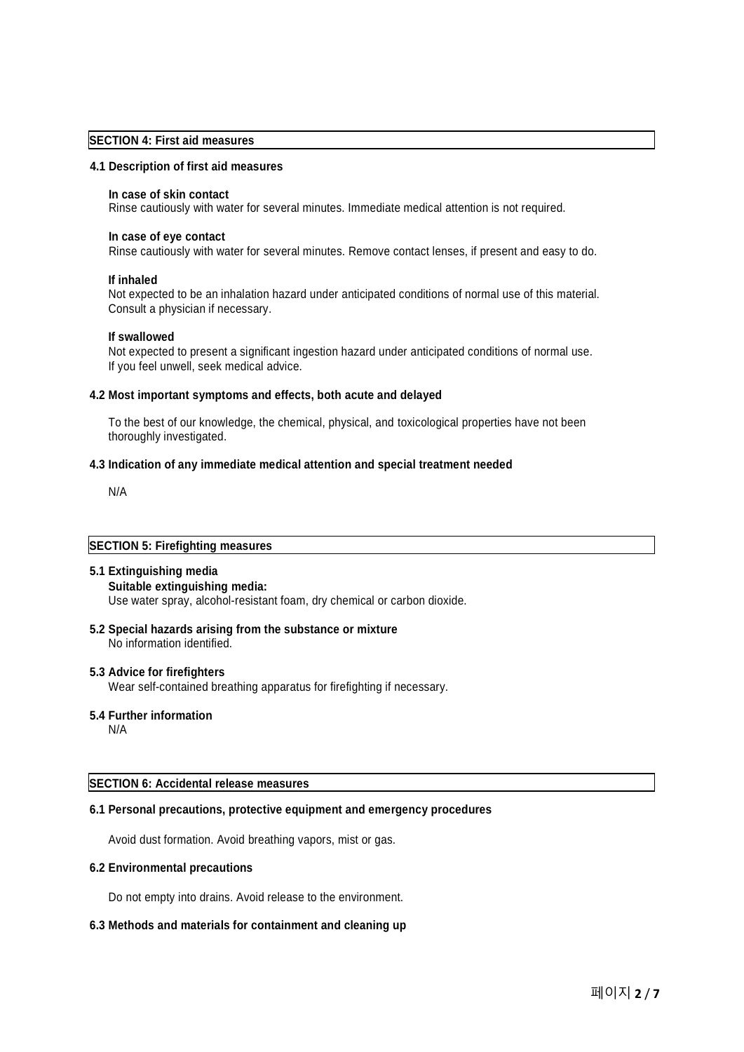## SECTION 4: First aid measures

### 4.1 Description of first aid measures

**In case of skin contact**
Rinse cautiously with water for several minutes. Immediate medical attention is not required.

**In case of eye contact**
Rinse cautiously with water for several minutes. Remove contact lenses, if present and easy to do.

**If inhaled**
Not expected to be an inhalation hazard under anticipated conditions of normal use of this material.
Consult a physician if necessary.

**If swallowed**
Not expected to present a significant ingestion hazard under anticipated conditions of normal use.
If you feel unwell, seek medical advice.

### 4.2 Most important symptoms and effects, both acute and delayed

To the best of our knowledge, the chemical, physical, and toxicological properties have not been thoroughly investigated.

### 4.3 Indication of any immediate medical attention and special treatment needed

N/A

## SECTION 5: Firefighting measures

### 5.1 Extinguishing media

**Suitable extinguishing media:**
Use water spray, alcohol-resistant foam, dry chemical or carbon dioxide.

### 5.2 Special hazards arising from the substance or mixture

No information identified.

### 5.3 Advice for firefighters

Wear self-contained breathing apparatus for firefighting if necessary.

### 5.4 Further information

N/A

## SECTION 6: Accidental release measures

### 6.1 Personal precautions, protective equipment and emergency procedures

Avoid dust formation. Avoid breathing vapors, mist or gas.

### 6.2 Environmental precautions

Do not empty into drains. Avoid release to the environment.

### 6.3 Methods and materials for containment and cleaning up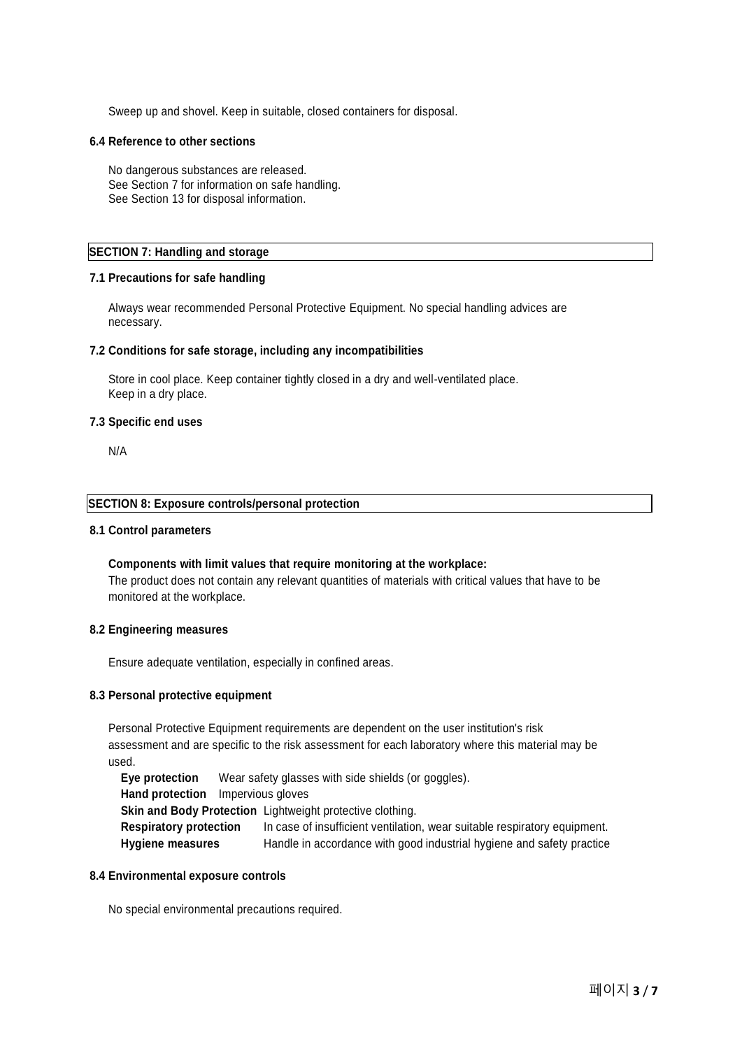Sweep up and shovel. Keep in suitable, closed containers for disposal.

### 6.4 Reference to other sections

No dangerous substances are released.
See Section 7 for information on safe handling.
See Section 13 for disposal information.

## SECTION 7: Handling and storage

### 7.1 Precautions for safe handling

Always wear recommended Personal Protective Equipment. No special handling advices are necessary.

### 7.2 Conditions for safe storage, including any incompatibilities

Store in cool place. Keep container tightly closed in a dry and well-ventilated place.
Keep in a dry place.

### 7.3 Specific end uses

N/A

## SECTION 8: Exposure controls/personal protection

### 8.1 Control parameters

**Components with limit values that require monitoring at the workplace:**
The product does not contain any relevant quantities of materials with critical values that have to be monitored at the workplace.

### 8.2 Engineering measures

Ensure adequate ventilation, especially in confined areas.

### 8.3 Personal protective equipment

Personal Protective Equipment requirements are dependent on the user institution's risk assessment and are specific to the risk assessment for each laboratory where this material may be used.

**Eye protection** Wear safety glasses with side shields (or goggles).
**Hand protection** Impervious gloves
**Skin and Body Protection** Lightweight protective clothing.
**Respiratory protection** In case of insufficient ventilation, wear suitable respiratory equipment.
**Hygiene measures** Handle in accordance with good industrial hygiene and safety practice

### 8.4 Environmental exposure controls

No special environmental precautions required.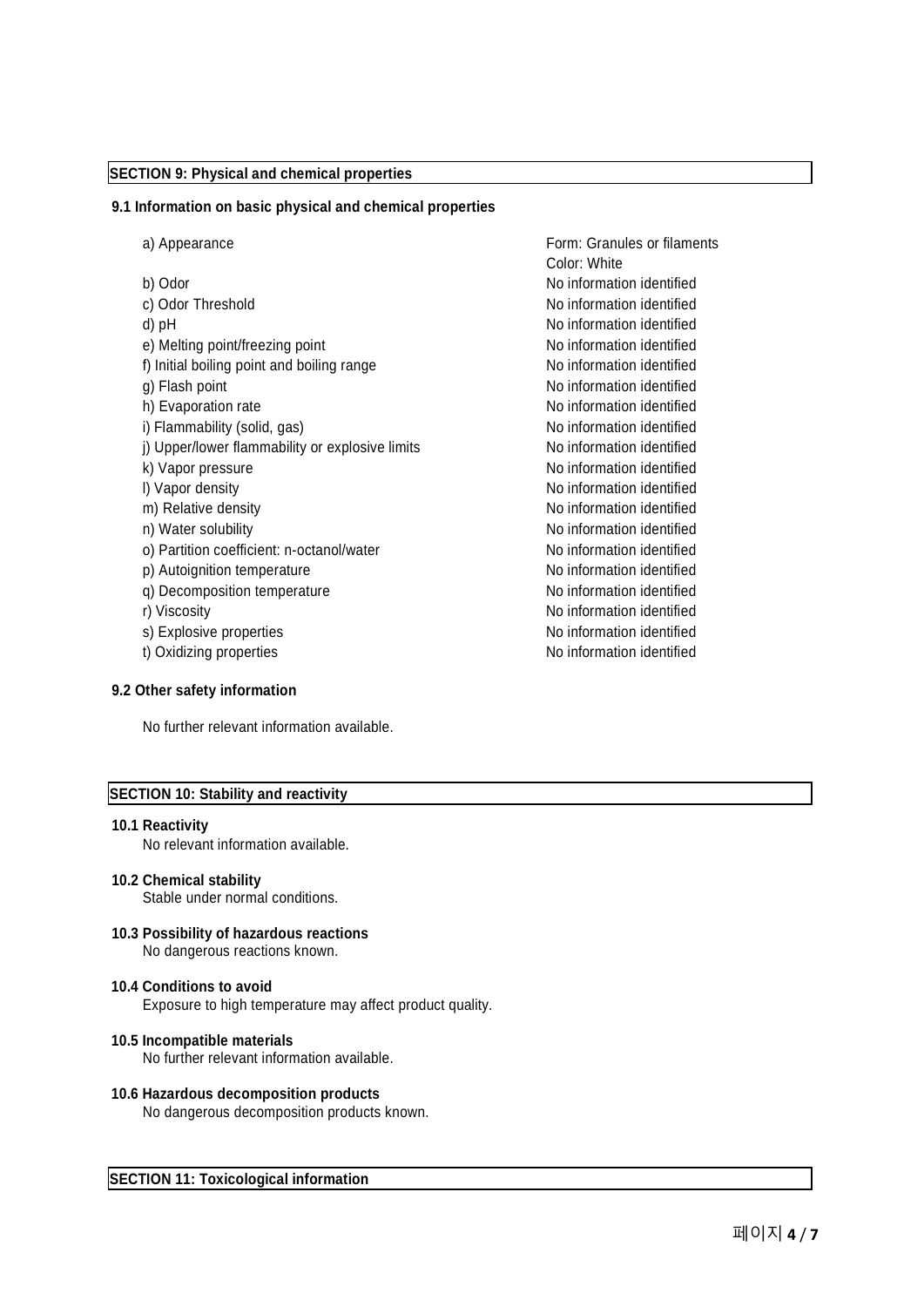## SECTION 9: Physical and chemical properties

### 9.1 Information on basic physical and chemical properties

| | |
|---|---|
| a) Appearance | Form: Granules or filaments<br>Color: White |
| b) Odor | No information identified |
| c) Odor Threshold | No information identified |
| d) pH | No information identified |
| e) Melting point/freezing point | No information identified |
| f) Initial boiling point and boiling range | No information identified |
| g) Flash point | No information identified |
| h) Evaporation rate | No information identified |
| i) Flammability (solid, gas) | No information identified |
| j) Upper/lower flammability or explosive limits | No information identified |
| k) Vapor pressure | No information identified |
| l) Vapor density | No information identified |
| m) Relative density | No information identified |
| n) Water solubility | No information identified |
| o) Partition coefficient: n-octanol/water | No information identified |
| p) Autoignition temperature | No information identified |
| q) Decomposition temperature | No information identified |
| r) Viscosity | No information identified |
| s) Explosive properties | No information identified |
| t) Oxidizing properties | No information identified |

### 9.2 Other safety information

No further relevant information available.

## SECTION 10: Stability and reactivity

**10.1 Reactivity**
No relevant information available.

**10.2 Chemical stability**
Stable under normal conditions.

**10.3 Possibility of hazardous reactions**
No dangerous reactions known.

**10.4 Conditions to avoid**
Exposure to high temperature may affect product quality.

**10.5 Incompatible materials**
No further relevant information available.

**10.6 Hazardous decomposition products**
No dangerous decomposition products known.

## SECTION 11: Toxicological information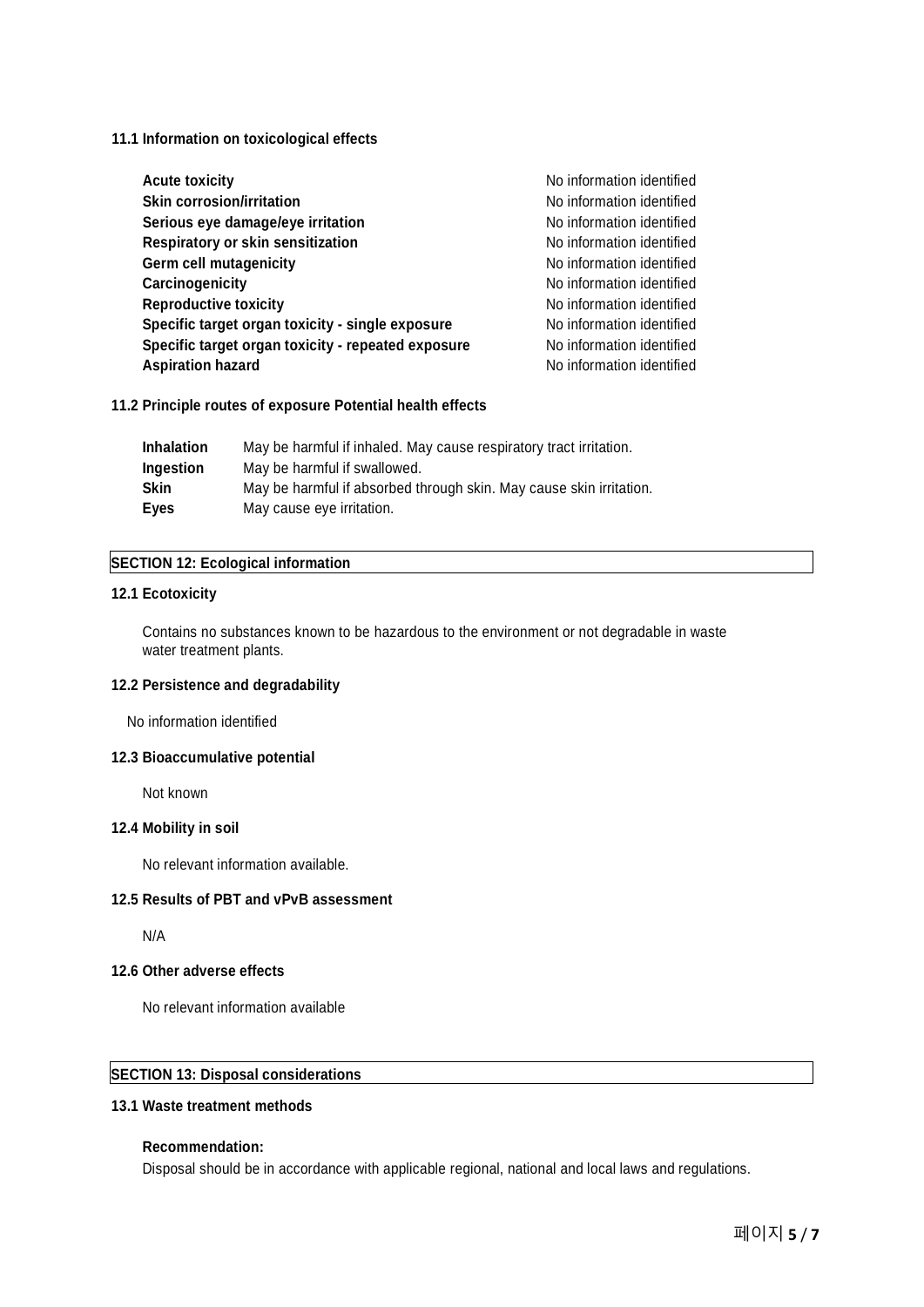### 11.1 Information on toxicological effects

| | |
|---|---|
| **Acute toxicity** | No information identified |
| **Skin corrosion/irritation** | No information identified |
| **Serious eye damage/eye irritation** | No information identified |
| **Respiratory or skin sensitization** | No information identified |
| **Germ cell mutagenicity** | No information identified |
| **Carcinogenicity** | No information identified |
| **Reproductive toxicity** | No information identified |
| **Specific target organ toxicity - single exposure** | No information identified |
| **Specific target organ toxicity - repeated exposure** | No information identified |
| **Aspiration hazard** | No information identified |

### 11.2 Principle routes of exposure Potential health effects

| | |
|---|---|
| **Inhalation** | May be harmful if inhaled. May cause respiratory tract irritation. |
| **Ingestion** | May be harmful if swallowed. |
| **Skin** | May be harmful if absorbed through skin. May cause skin irritation. |
| **Eyes** | May cause eye irritation. |

## SECTION 12: Ecological information

### 12.1 Ecotoxicity

Contains no substances known to be hazardous to the environment or not degradable in waste water treatment plants.

### 12.2 Persistence and degradability

No information identified

### 12.3 Bioaccumulative potential

Not known

### 12.4 Mobility in soil

No relevant information available.

### 12.5 Results of PBT and vPvB assessment

N/A

### 12.6 Other adverse effects

No relevant information available

## SECTION 13: Disposal considerations

### 13.1 Waste treatment methods

**Recommendation:**

Disposal should be in accordance with applicable regional, national and local laws and regulations.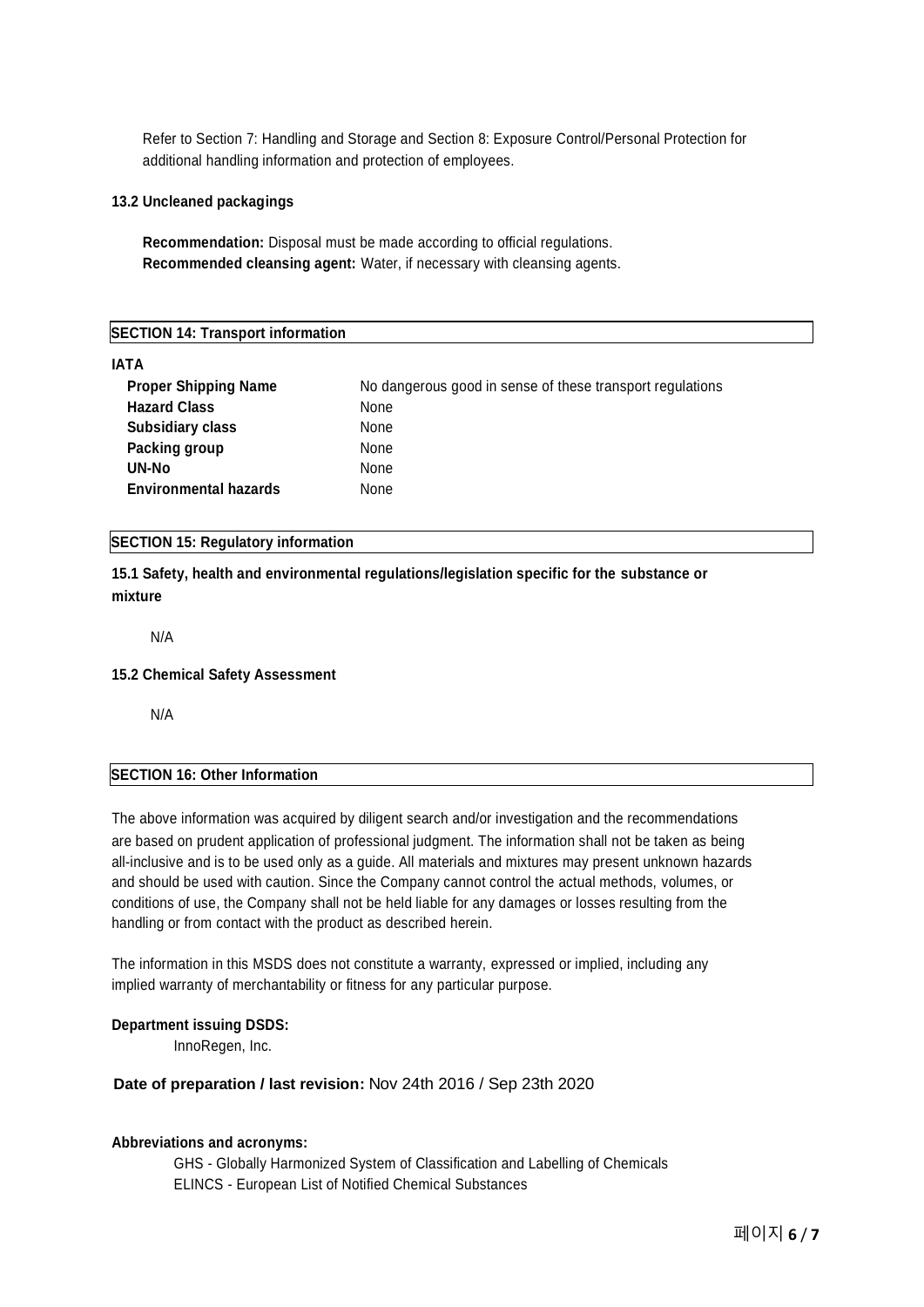Refer to Section 7: Handling and Storage and Section 8: Exposure Control/Personal Protection for additional handling information and protection of employees.

### 13.2 Uncleaned packagings

**Recommendation:** Disposal must be made according to official regulations.
**Recommended cleansing agent:** Water, if necessary with cleansing agents.

## SECTION 14: Transport information

**IATA**

| | |
|---|---|
| **Proper Shipping Name** | No dangerous good in sense of these transport regulations |
| **Hazard Class** | None |
| **Subsidiary class** | None |
| **Packing group** | None |
| **UN-No** | None |
| **Environmental hazards** | None |

## SECTION 15: Regulatory information

### 15.1 Safety, health and environmental regulations/legislation specific for the substance or mixture

N/A

### 15.2 Chemical Safety Assessment

N/A

## SECTION 16: Other Information

The above information was acquired by diligent search and/or investigation and the recommendations are based on prudent application of professional judgment. The information shall not be taken as being all-inclusive and is to be used only as a guide. All materials and mixtures may present unknown hazards and should be used with caution. Since the Company cannot control the actual methods, volumes, or conditions of use, the Company shall not be held liable for any damages or losses resulting from the handling or from contact with the product as described herein.

The information in this MSDS does not constitute a warranty, expressed or implied, including any implied warranty of merchantability or fitness for any particular purpose.

**Department issuing DSDS:**

InnoRegen, Inc.

**Date of preparation / last revision:** Nov 24th 2016 / Sep 23th 2020

**Abbreviations and acronyms:**

GHS - Globally Harmonized System of Classification and Labelling of Chemicals
ELINCS - European List of Notified Chemical Substances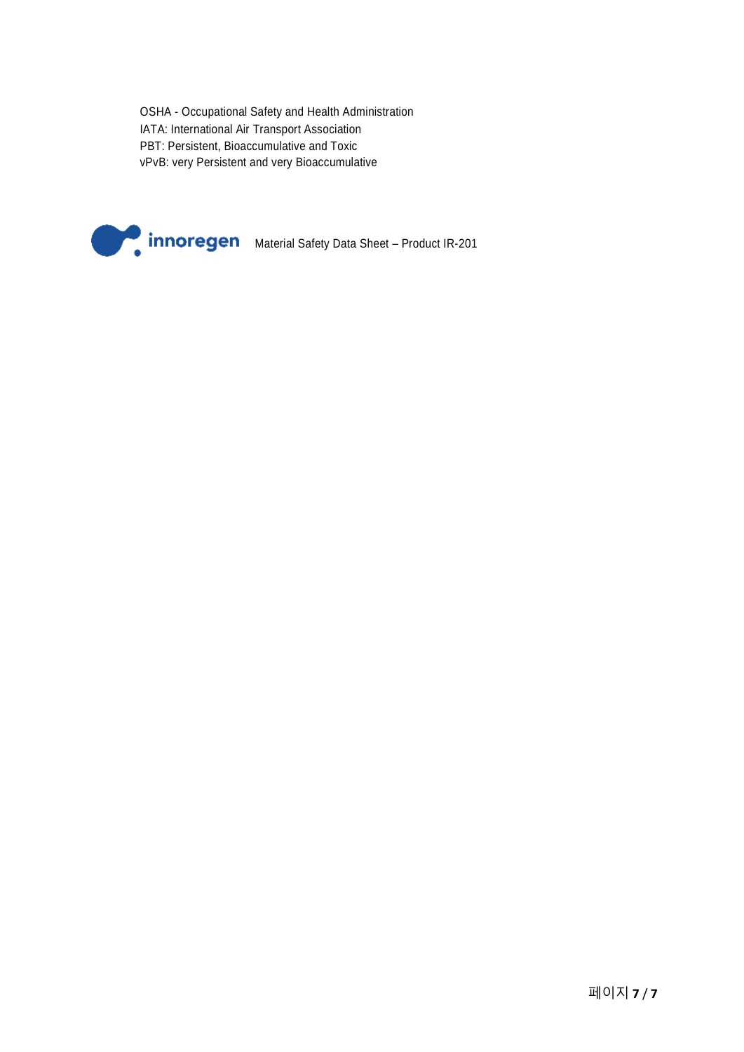OSHA - Occupational Safety and Health Administration
IATA: International Air Transport Association
PBT: Persistent, Bioaccumulative and Toxic
vPvB: very Persistent and very Bioaccumulative